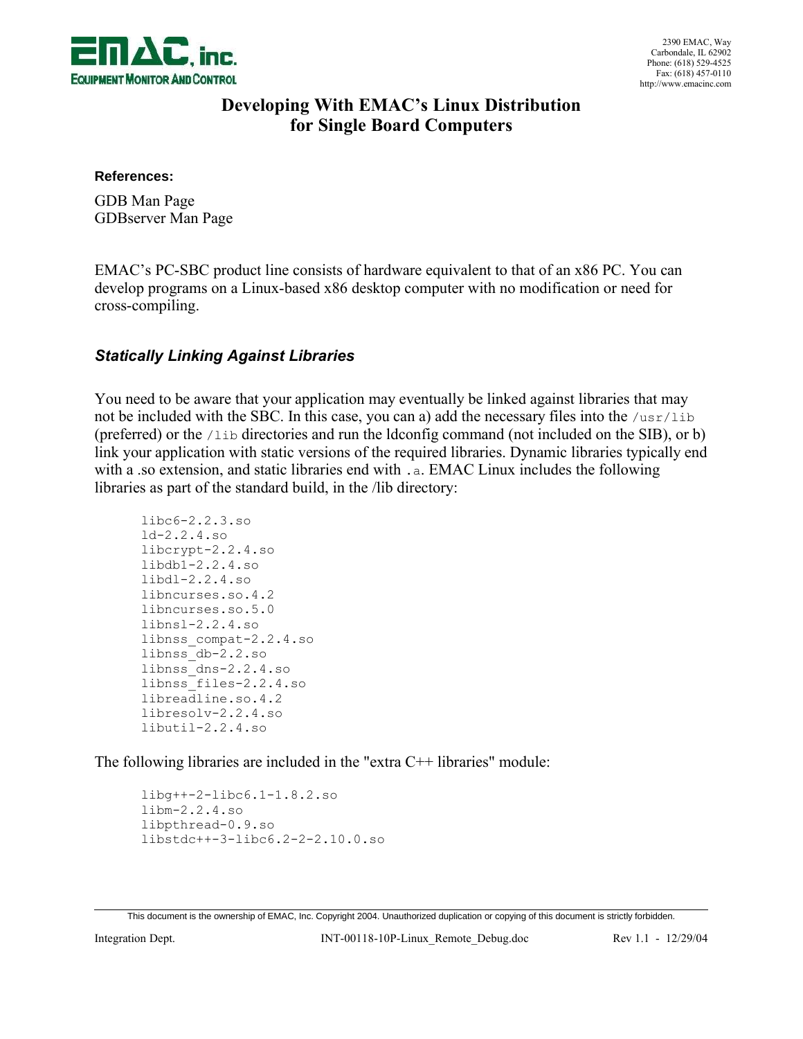EMAC, inc.
EQUIPMENT MONITOR AND CONTROL

2390 EMAC, Way
Carbondale, IL 62902
Phone: (618) 529-4525
Fax: (618) 457-0110
http://www.emacinc.com

# Developing With EMAC's Linux Distribution for Single Board Computers

**References:**

GDB Man Page
GDBserver Man Page

EMAC's PC-SBC product line consists of hardware equivalent to that of an x86 PC. You can develop programs on a Linux-based x86 desktop computer with no modification or need for cross-compiling.

### *Statically Linking Against Libraries*

You need to be aware that your application may eventually be linked against libraries that may not be included with the SBC. In this case, you can a) add the necessary files into the `/usr/lib` (preferred) or the `/lib` directories and run the ldconfig command (not included on the SIB), or b) link your application with static versions of the required libraries. Dynamic libraries typically end with a .so extension, and static libraries end with `.a`. EMAC Linux includes the following libraries as part of the standard build, in the /lib directory:

```
libc6-2.2.3.so
ld-2.2.4.so
libcrypt-2.2.4.so
libdb1-2.2.4.so
libdl-2.2.4.so
libncurses.so.4.2
libncurses.so.5.0
libnsl-2.2.4.so
libnss_compat-2.2.4.so
libnss_db-2.2.so
libnss_dns-2.2.4.so
libnss_files-2.2.4.so
libreadline.so.4.2
libresolv-2.2.4.so
libutil-2.2.4.so
```

The following libraries are included in the "extra C++ libraries" module:

```
libg++-2-libc6.1-1.8.2.so
libm-2.2.4.so
libpthread-0.9.so
libstdc++-3-libc6.2-2-2.10.0.so
```

This document is the ownership of EMAC, Inc. Copyright 2004. Unauthorized duplication or copying of this document is strictly forbidden.

Integration Dept. INT-00118-10P-Linux_Remote_Debug.doc Rev 1.1 - 12/29/04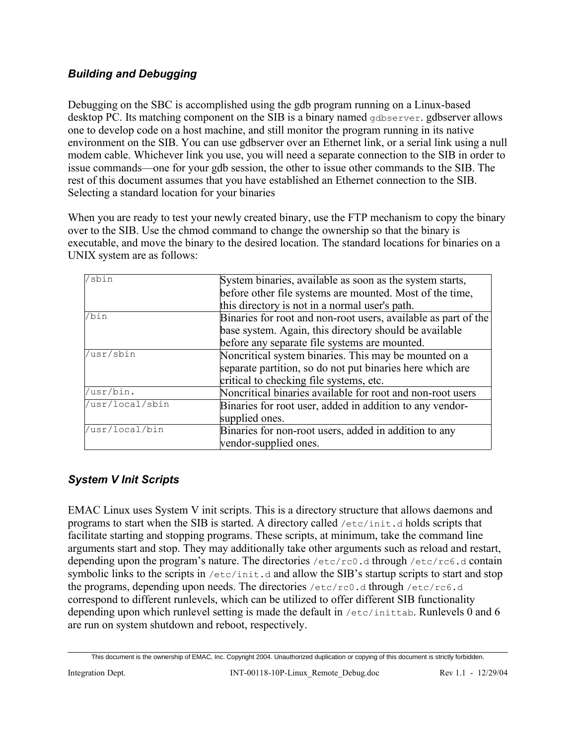### *Building and Debugging*

Debugging on the SBC is accomplished using the gdb program running on a Linux-based desktop PC. Its matching component on the SIB is a binary named `gdbserver`. gdbserver allows one to develop code on a host machine, and still monitor the program running in its native environment on the SIB. You can use gdbserver over an Ethernet link, or a serial link using a null modem cable. Whichever link you use, you will need a separate connection to the SIB in order to issue commands—one for your gdb session, the other to issue other commands to the SIB. The rest of this document assumes that you have established an Ethernet connection to the SIB. Selecting a standard location for your binaries

When you are ready to test your newly created binary, use the FTP mechanism to copy the binary over to the SIB. Use the chmod command to change the ownership so that the binary is executable, and move the binary to the desired location. The standard locations for binaries on a UNIX system are as follows:

| | |
|---|---|
| `/sbin` | System binaries, available as soon as the system starts, before other file systems are mounted. Most of the time, this directory is not in a normal user's path. |
| `/bin` | Binaries for root and non-root users, available as part of the base system. Again, this directory should be available before any separate file systems are mounted. |
| `/usr/sbin` | Noncritical system binaries. This may be mounted on a separate partition, so do not put binaries here which are critical to checking file systems, etc. |
| `/usr/bin.` | Noncritical binaries available for root and non-root users |
| `/usr/local/sbin` | Binaries for root user, added in addition to any vendor-supplied ones. |
| `/usr/local/bin` | Binaries for non-root users, added in addition to any vendor-supplied ones. |

### *System V Init Scripts*

EMAC Linux uses System V init scripts. This is a directory structure that allows daemons and programs to start when the SIB is started. A directory called `/etc/init.d` holds scripts that facilitate starting and stopping programs. These scripts, at minimum, take the command line arguments start and stop. They may additionally take other arguments such as reload and restart, depending upon the program's nature. The directories `/etc/rc0.d` through `/etc/rc6.d` contain symbolic links to the scripts in `/etc/init.d` and allow the SIB's startup scripts to start and stop the programs, depending upon needs. The directories `/etc/rc0.d` through `/etc/rc6.d` correspond to different runlevels, which can be utilized to offer different SIB functionality depending upon which runlevel setting is made the default in `/etc/inittab`. Runlevels 0 and 6 are run on system shutdown and reboot, respectively.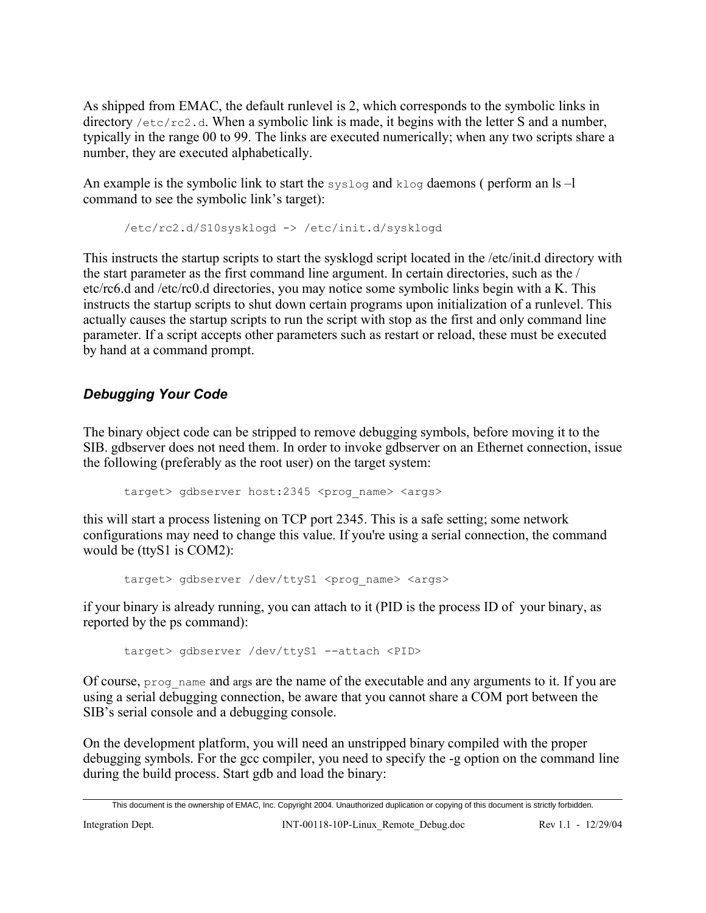As shipped from EMAC, the default runlevel is 2, which corresponds to the symbolic links in directory `/etc/rc2.d`. When a symbolic link is made, it begins with the letter S and a number, typically in the range 00 to 99. The links are executed numerically; when any two scripts share a number, they are executed alphabetically.

An example is the symbolic link to start the `syslog` and `klog` daemons ( perform an ls –l command to see the symbolic link's target):

```
/etc/rc2.d/S10sysklogd -> /etc/init.d/sysklogd
```

This instructs the startup scripts to start the sysklogd script located in the /etc/init.d directory with the start parameter as the first command line argument. In certain directories, such as the /etc/rc6.d and /etc/rc0.d directories, you may notice some symbolic links begin with a K. This instructs the startup scripts to shut down certain programs upon initialization of a runlevel. This actually causes the startup scripts to run the script with stop as the first and only command line parameter. If a script accepts other parameters such as restart or reload, these must be executed by hand at a command prompt.

## *Debugging Your Code*

The binary object code can be stripped to remove debugging symbols, before moving it to the SIB. gdbserver does not need them. In order to invoke gdbserver on an Ethernet connection, issue the following (preferably as the root user) on the target system:

```
target> gdbserver host:2345 <prog_name> <args>
```

this will start a process listening on TCP port 2345. This is a safe setting; some network configurations may need to change this value. If you're using a serial connection, the command would be (ttyS1 is COM2):

```
target> gdbserver /dev/ttyS1 <prog_name> <args>
```

if your binary is already running, you can attach to it (PID is the process ID of your binary, as reported by the ps command):

```
target> gdbserver /dev/ttyS1 --attach <PID>
```

Of course, `prog_name` and args are the name of the executable and any arguments to it. If you are using a serial debugging connection, be aware that you cannot share a COM port between the SIB's serial console and a debugging console.

On the development platform, you will need an unstripped binary compiled with the proper debugging symbols. For the gcc compiler, you need to specify the -g option on the command line during the build process. Start gdb and load the binary: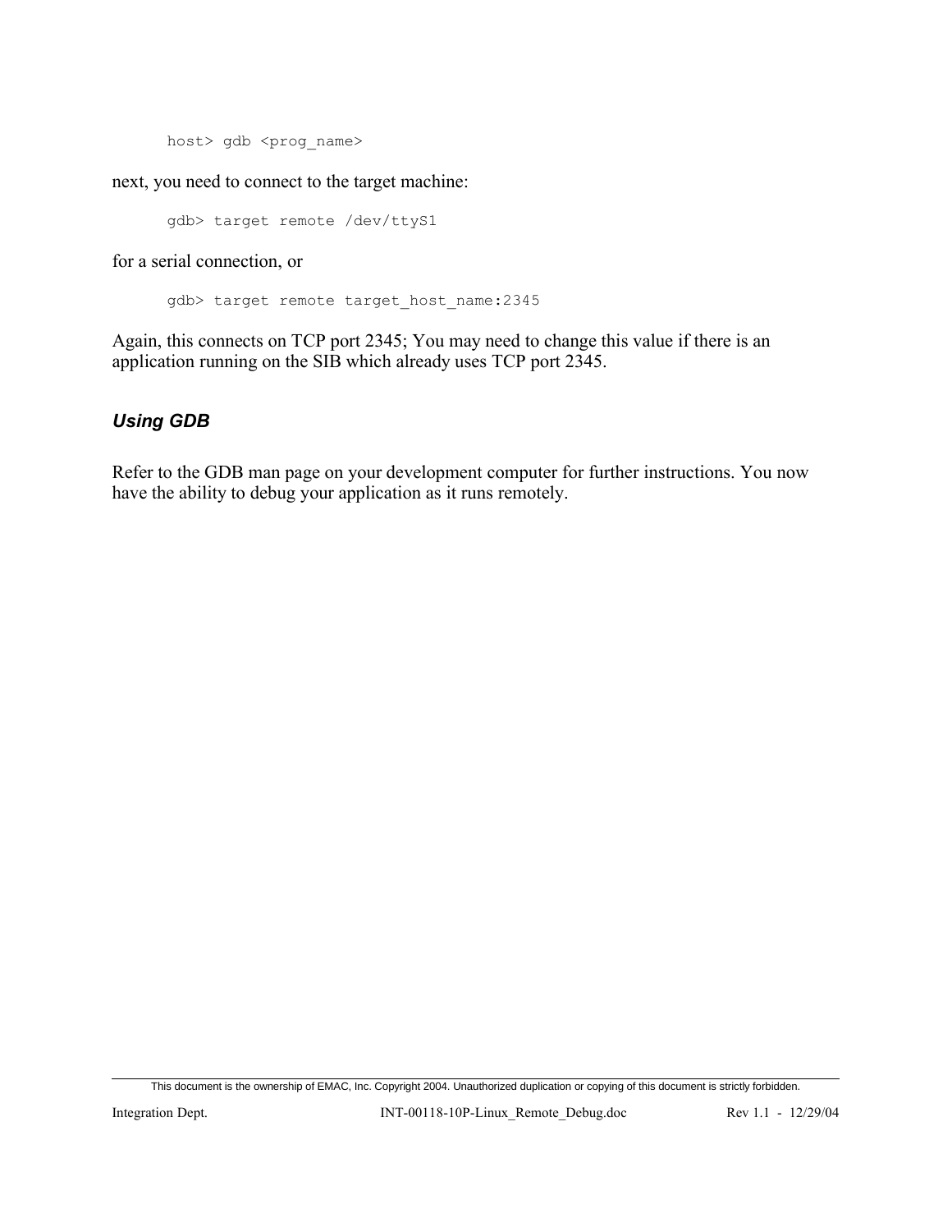```
host> gdb <prog_name>
```

next, you need to connect to the target machine:

```
gdb> target remote /dev/ttyS1
```

for a serial connection, or

```
gdb> target remote target_host_name:2345
```

Again, this connects on TCP port 2345; You may need to change this value if there is an application running on the SIB which already uses TCP port 2345.

### *Using GDB*

Refer to the GDB man page on your development computer for further instructions. You now have the ability to debug your application as it runs remotely.